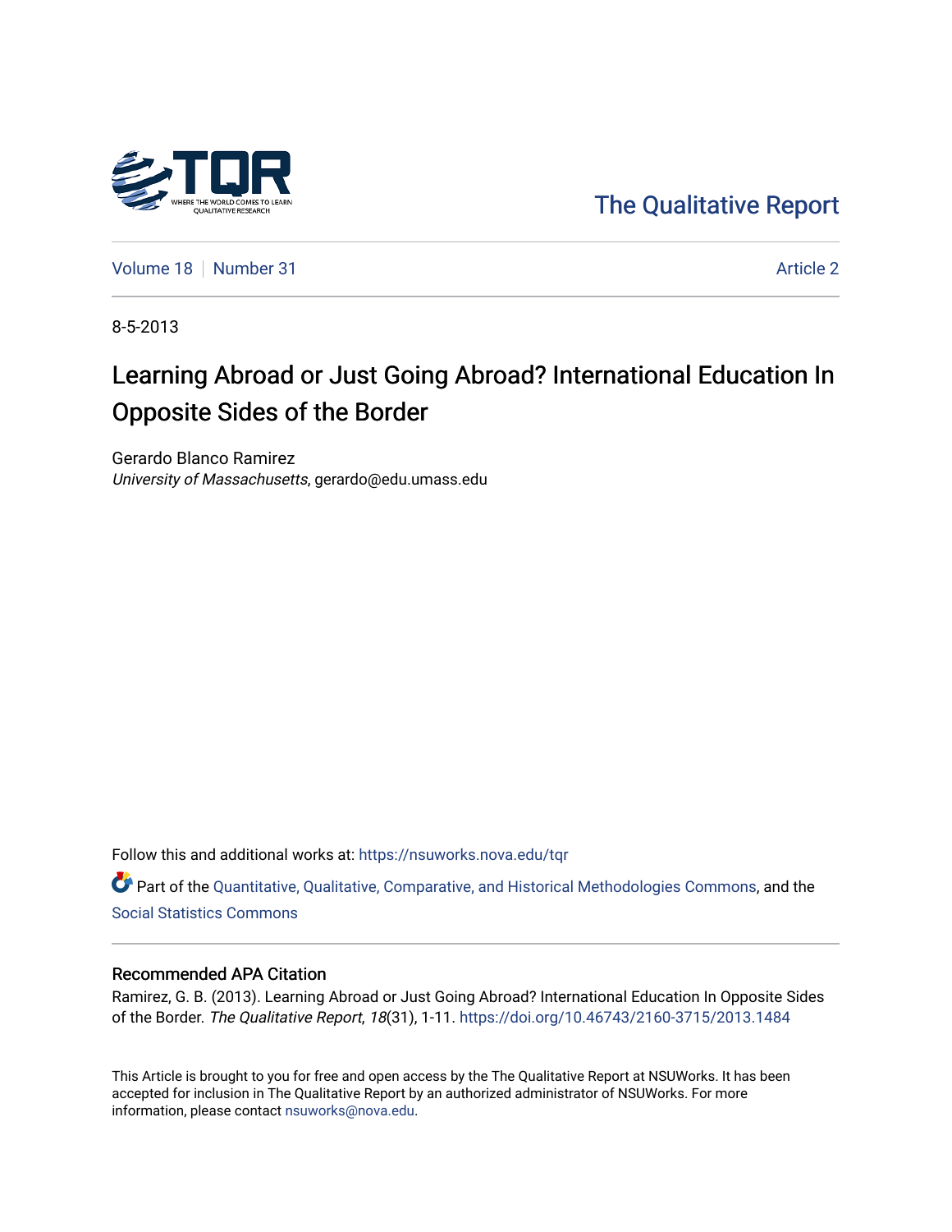The Qualitative Report

Volume 18 | Number 31 | Article 2

8-5-2013

# Learning Abroad or Just Going Abroad? International Education In Opposite Sides of the Border

Gerardo Blanco Ramirez
*University of Massachusetts*, gerardo@edu.umass.edu

Follow this and additional works at: https://nsuworks.nova.edu/tqr

Part of the Quantitative, Qualitative, Comparative, and Historical Methodologies Commons, and the Social Statistics Commons

## Recommended APA Citation

Ramirez, G. B. (2013). Learning Abroad or Just Going Abroad? International Education In Opposite Sides of the Border. *The Qualitative Report*, *18*(31), 1-11. https://doi.org/10.46743/2160-3715/2013.1484

This Article is brought to you for free and open access by the The Qualitative Report at NSUWorks. It has been accepted for inclusion in The Qualitative Report by an authorized administrator of NSUWorks. For more information, please contact nsuworks@nova.edu.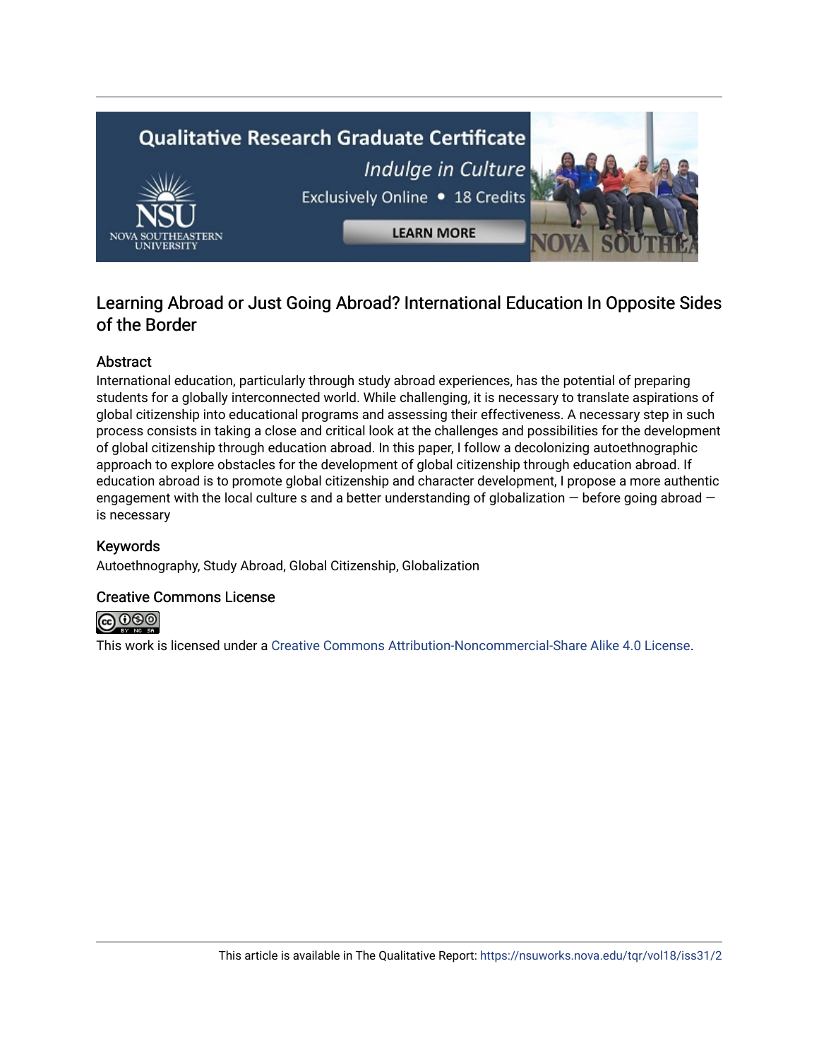# Learning Abroad or Just Going Abroad? International Education In Opposite Sides of the Border

## Abstract

International education, particularly through study abroad experiences, has the potential of preparing students for a globally interconnected world. While challenging, it is necessary to translate aspirations of global citizenship into educational programs and assessing their effectiveness. A necessary step in such process consists in taking a close and critical look at the challenges and possibilities for the development of global citizenship through education abroad. In this paper, I follow a decolonizing autoethnographic approach to explore obstacles for the development of global citizenship through education abroad. If education abroad is to promote global citizenship and character development, I propose a more authentic engagement with the local culture s and a better understanding of globalization — before going abroad — is necessary

## Keywords

Autoethnography, Study Abroad, Global Citizenship, Globalization

## Creative Commons License

This work is licensed under a Creative Commons Attribution-Noncommercial-Share Alike 4.0 License.

This article is available in The Qualitative Report: https://nsuworks.nova.edu/tqr/vol18/iss31/2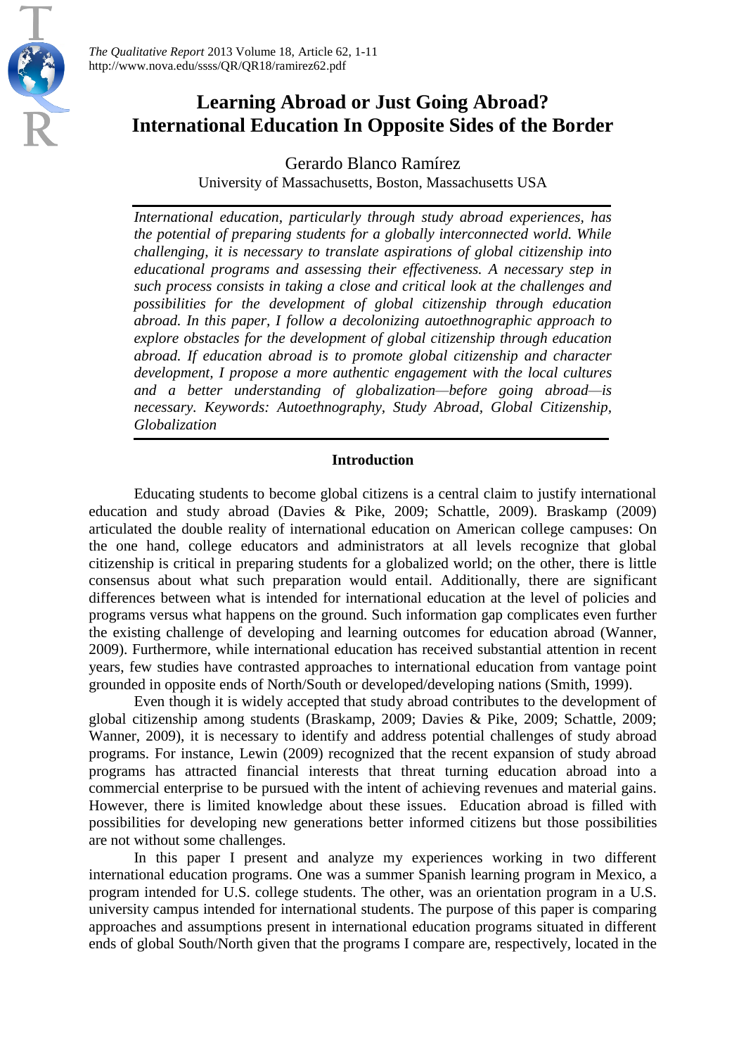# Learning Abroad or Just Going Abroad? International Education In Opposite Sides of the Border

Gerardo Blanco Ramírez

University of Massachusetts, Boston, Massachusetts USA

*International education, particularly through study abroad experiences, has the potential of preparing students for a globally interconnected world. While challenging, it is necessary to translate aspirations of global citizenship into educational programs and assessing their effectiveness. A necessary step in such process consists in taking a close and critical look at the challenges and possibilities for the development of global citizenship through education abroad. In this paper, I follow a decolonizing autoethnographic approach to explore obstacles for the development of global citizenship through education abroad. If education abroad is to promote global citizenship and character development, I propose a more authentic engagement with the local cultures and a better understanding of globalization—before going abroad—is necessary. Keywords: Autoethnography, Study Abroad, Global Citizenship, Globalization*

## Introduction

Educating students to become global citizens is a central claim to justify international education and study abroad (Davies & Pike, 2009; Schattle, 2009). Braskamp (2009) articulated the double reality of international education on American college campuses: On the one hand, college educators and administrators at all levels recognize that global citizenship is critical in preparing students for a globalized world; on the other, there is little consensus about what such preparation would entail. Additionally, there are significant differences between what is intended for international education at the level of policies and programs versus what happens on the ground. Such information gap complicates even further the existing challenge of developing and learning outcomes for education abroad (Wanner, 2009). Furthermore, while international education has received substantial attention in recent years, few studies have contrasted approaches to international education from vantage point grounded in opposite ends of North/South or developed/developing nations (Smith, 1999).

Even though it is widely accepted that study abroad contributes to the development of global citizenship among students (Braskamp, 2009; Davies & Pike, 2009; Schattle, 2009; Wanner, 2009), it is necessary to identify and address potential challenges of study abroad programs. For instance, Lewin (2009) recognized that the recent expansion of study abroad programs has attracted financial interests that threat turning education abroad into a commercial enterprise to be pursued with the intent of achieving revenues and material gains. However, there is limited knowledge about these issues. Education abroad is filled with possibilities for developing new generations better informed citizens but those possibilities are not without some challenges.

In this paper I present and analyze my experiences working in two different international education programs. One was a summer Spanish learning program in Mexico, a program intended for U.S. college students. The other, was an orientation program in a U.S. university campus intended for international students. The purpose of this paper is comparing approaches and assumptions present in international education programs situated in different ends of global South/North given that the programs I compare are, respectively, located in the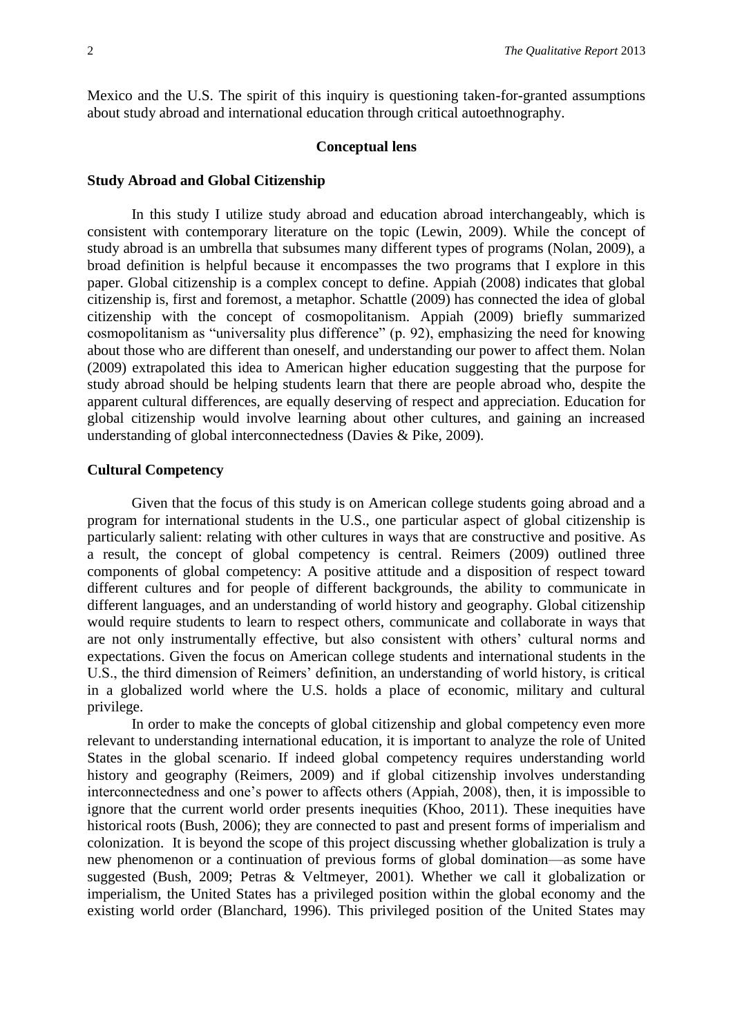Mexico and the U.S. The spirit of this inquiry is questioning taken-for-granted assumptions about study abroad and international education through critical autoethnography.

## Conceptual lens

### Study Abroad and Global Citizenship

In this study I utilize study abroad and education abroad interchangeably, which is consistent with contemporary literature on the topic (Lewin, 2009). While the concept of study abroad is an umbrella that subsumes many different types of programs (Nolan, 2009), a broad definition is helpful because it encompasses the two programs that I explore in this paper. Global citizenship is a complex concept to define. Appiah (2008) indicates that global citizenship is, first and foremost, a metaphor. Schattle (2009) has connected the idea of global citizenship with the concept of cosmopolitanism. Appiah (2009) briefly summarized cosmopolitanism as "universality plus difference" (p. 92), emphasizing the need for knowing about those who are different than oneself, and understanding our power to affect them. Nolan (2009) extrapolated this idea to American higher education suggesting that the purpose for study abroad should be helping students learn that there are people abroad who, despite the apparent cultural differences, are equally deserving of respect and appreciation. Education for global citizenship would involve learning about other cultures, and gaining an increased understanding of global interconnectedness (Davies & Pike, 2009).

### Cultural Competency

Given that the focus of this study is on American college students going abroad and a program for international students in the U.S., one particular aspect of global citizenship is particularly salient: relating with other cultures in ways that are constructive and positive. As a result, the concept of global competency is central. Reimers (2009) outlined three components of global competency: A positive attitude and a disposition of respect toward different cultures and for people of different backgrounds, the ability to communicate in different languages, and an understanding of world history and geography. Global citizenship would require students to learn to respect others, communicate and collaborate in ways that are not only instrumentally effective, but also consistent with others' cultural norms and expectations. Given the focus on American college students and international students in the U.S., the third dimension of Reimers' definition, an understanding of world history, is critical in a globalized world where the U.S. holds a place of economic, military and cultural privilege.

In order to make the concepts of global citizenship and global competency even more relevant to understanding international education, it is important to analyze the role of United States in the global scenario. If indeed global competency requires understanding world history and geography (Reimers, 2009) and if global citizenship involves understanding interconnectedness and one's power to affects others (Appiah, 2008), then, it is impossible to ignore that the current world order presents inequities (Khoo, 2011). These inequities have historical roots (Bush, 2006); they are connected to past and present forms of imperialism and colonization. It is beyond the scope of this project discussing whether globalization is truly a new phenomenon or a continuation of previous forms of global domination—as some have suggested (Bush, 2009; Petras & Veltmeyer, 2001). Whether we call it globalization or imperialism, the United States has a privileged position within the global economy and the existing world order (Blanchard, 1996). This privileged position of the United States may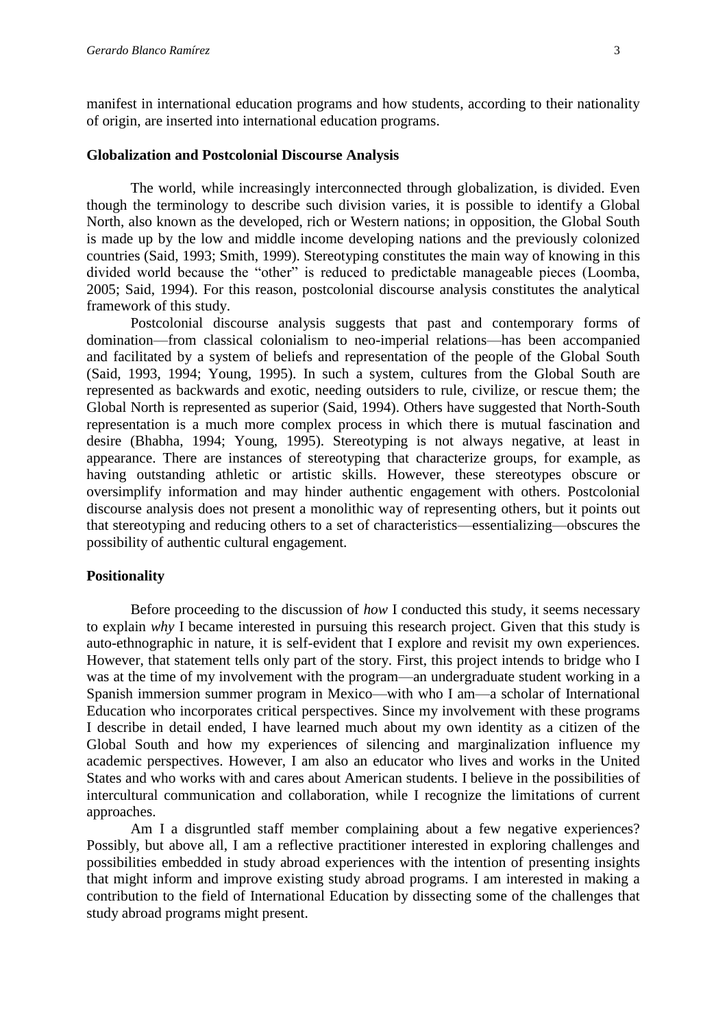manifest in international education programs and how students, according to their nationality of origin, are inserted into international education programs.

## Globalization and Postcolonial Discourse Analysis

The world, while increasingly interconnected through globalization, is divided. Even though the terminology to describe such division varies, it is possible to identify a Global North, also known as the developed, rich or Western nations; in opposition, the Global South is made up by the low and middle income developing nations and the previously colonized countries (Said, 1993; Smith, 1999). Stereotyping constitutes the main way of knowing in this divided world because the "other" is reduced to predictable manageable pieces (Loomba, 2005; Said, 1994). For this reason, postcolonial discourse analysis constitutes the analytical framework of this study.

Postcolonial discourse analysis suggests that past and contemporary forms of domination—from classical colonialism to neo-imperial relations—has been accompanied and facilitated by a system of beliefs and representation of the people of the Global South (Said, 1993, 1994; Young, 1995). In such a system, cultures from the Global South are represented as backwards and exotic, needing outsiders to rule, civilize, or rescue them; the Global North is represented as superior (Said, 1994). Others have suggested that North-South representation is a much more complex process in which there is mutual fascination and desire (Bhabha, 1994; Young, 1995). Stereotyping is not always negative, at least in appearance. There are instances of stereotyping that characterize groups, for example, as having outstanding athletic or artistic skills. However, these stereotypes obscure or oversimplify information and may hinder authentic engagement with others. Postcolonial discourse analysis does not present a monolithic way of representing others, but it points out that stereotyping and reducing others to a set of characteristics—essentializing—obscures the possibility of authentic cultural engagement.

## Positionality

Before proceeding to the discussion of *how* I conducted this study, it seems necessary to explain *why* I became interested in pursuing this research project. Given that this study is auto-ethnographic in nature, it is self-evident that I explore and revisit my own experiences. However, that statement tells only part of the story. First, this project intends to bridge who I was at the time of my involvement with the program—an undergraduate student working in a Spanish immersion summer program in Mexico—with who I am—a scholar of International Education who incorporates critical perspectives. Since my involvement with these programs I describe in detail ended, I have learned much about my own identity as a citizen of the Global South and how my experiences of silencing and marginalization influence my academic perspectives. However, I am also an educator who lives and works in the United States and who works with and cares about American students. I believe in the possibilities of intercultural communication and collaboration, while I recognize the limitations of current approaches.

Am I a disgruntled staff member complaining about a few negative experiences? Possibly, but above all, I am a reflective practitioner interested in exploring challenges and possibilities embedded in study abroad experiences with the intention of presenting insights that might inform and improve existing study abroad programs. I am interested in making a contribution to the field of International Education by dissecting some of the challenges that study abroad programs might present.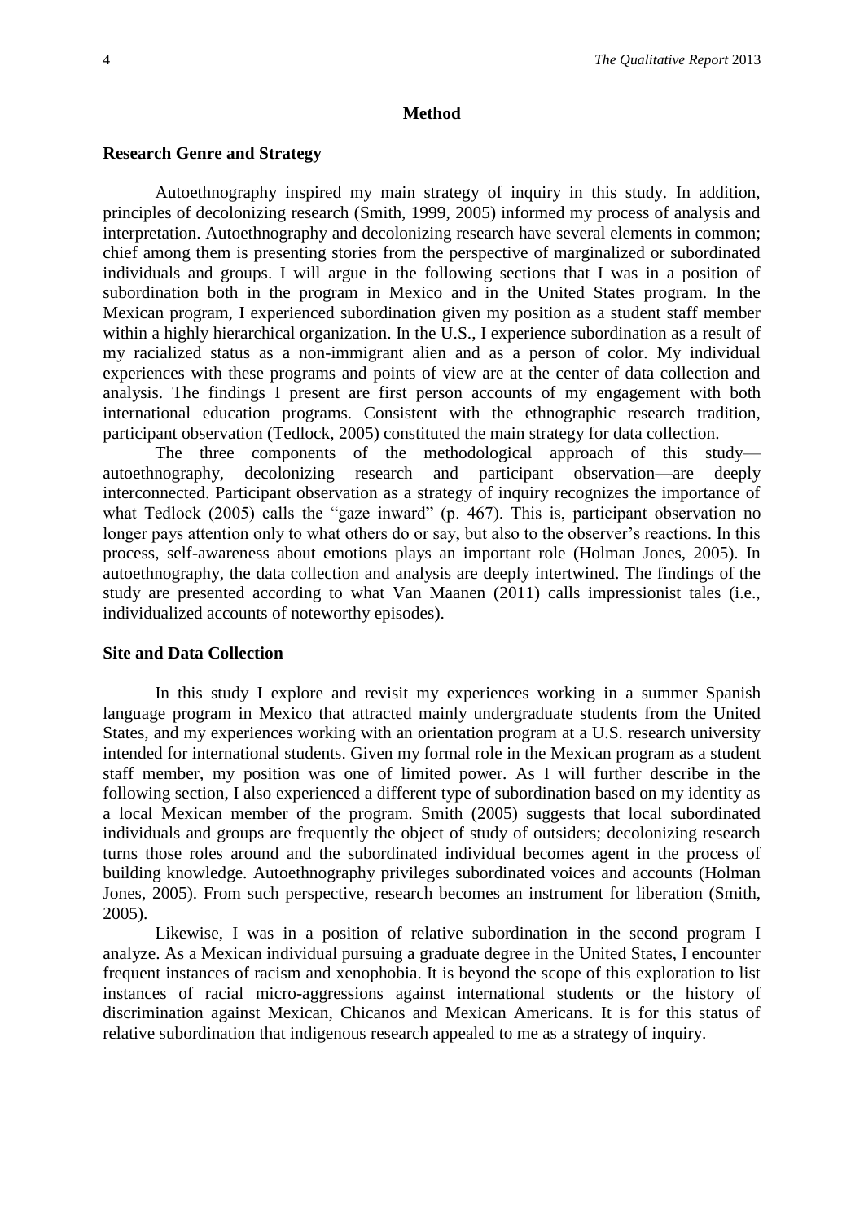## Method

### Research Genre and Strategy

Autoethnography inspired my main strategy of inquiry in this study. In addition, principles of decolonizing research (Smith, 1999, 2005) informed my process of analysis and interpretation. Autoethnography and decolonizing research have several elements in common; chief among them is presenting stories from the perspective of marginalized or subordinated individuals and groups. I will argue in the following sections that I was in a position of subordination both in the program in Mexico and in the United States program. In the Mexican program, I experienced subordination given my position as a student staff member within a highly hierarchical organization. In the U.S., I experience subordination as a result of my racialized status as a non-immigrant alien and as a person of color. My individual experiences with these programs and points of view are at the center of data collection and analysis. The findings I present are first person accounts of my engagement with both international education programs. Consistent with the ethnographic research tradition, participant observation (Tedlock, 2005) constituted the main strategy for data collection.

The three components of the methodological approach of this study—autoethnography, decolonizing research and participant observation—are deeply interconnected. Participant observation as a strategy of inquiry recognizes the importance of what Tedlock (2005) calls the "gaze inward" (p. 467). This is, participant observation no longer pays attention only to what others do or say, but also to the observer's reactions. In this process, self-awareness about emotions plays an important role (Holman Jones, 2005). In autoethnography, the data collection and analysis are deeply intertwined. The findings of the study are presented according to what Van Maanen (2011) calls impressionist tales (i.e., individualized accounts of noteworthy episodes).

### Site and Data Collection

In this study I explore and revisit my experiences working in a summer Spanish language program in Mexico that attracted mainly undergraduate students from the United States, and my experiences working with an orientation program at a U.S. research university intended for international students. Given my formal role in the Mexican program as a student staff member, my position was one of limited power. As I will further describe in the following section, I also experienced a different type of subordination based on my identity as a local Mexican member of the program. Smith (2005) suggests that local subordinated individuals and groups are frequently the object of study of outsiders; decolonizing research turns those roles around and the subordinated individual becomes agent in the process of building knowledge. Autoethnography privileges subordinated voices and accounts (Holman Jones, 2005). From such perspective, research becomes an instrument for liberation (Smith, 2005).

Likewise, I was in a position of relative subordination in the second program I analyze. As a Mexican individual pursuing a graduate degree in the United States, I encounter frequent instances of racism and xenophobia. It is beyond the scope of this exploration to list instances of racial micro-aggressions against international students or the history of discrimination against Mexican, Chicanos and Mexican Americans. It is for this status of relative subordination that indigenous research appealed to me as a strategy of inquiry.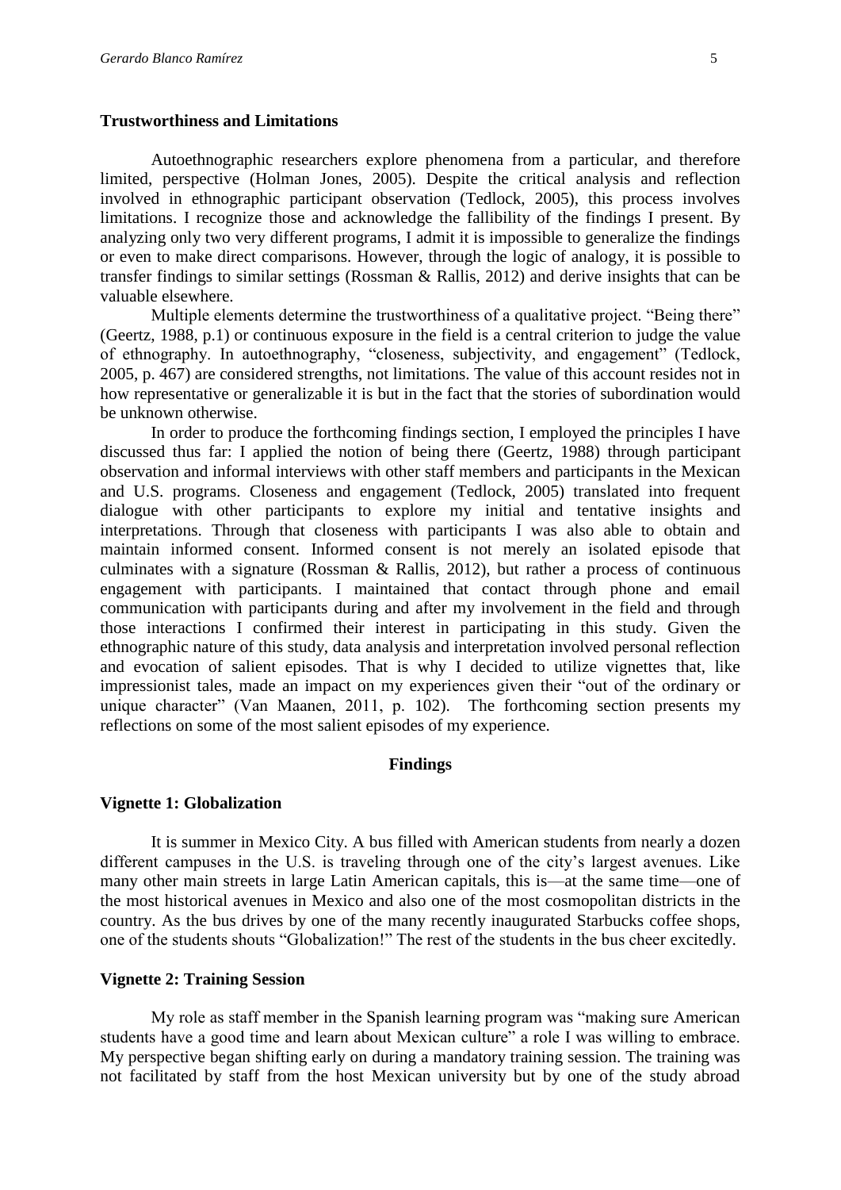### Trustworthiness and Limitations

Autoethnographic researchers explore phenomena from a particular, and therefore limited, perspective (Holman Jones, 2005). Despite the critical analysis and reflection involved in ethnographic participant observation (Tedlock, 2005), this process involves limitations. I recognize those and acknowledge the fallibility of the findings I present. By analyzing only two very different programs, I admit it is impossible to generalize the findings or even to make direct comparisons. However, through the logic of analogy, it is possible to transfer findings to similar settings (Rossman & Rallis, 2012) and derive insights that can be valuable elsewhere.

Multiple elements determine the trustworthiness of a qualitative project. "Being there" (Geertz, 1988, p.1) or continuous exposure in the field is a central criterion to judge the value of ethnography. In autoethnography, "closeness, subjectivity, and engagement" (Tedlock, 2005, p. 467) are considered strengths, not limitations. The value of this account resides not in how representative or generalizable it is but in the fact that the stories of subordination would be unknown otherwise.

In order to produce the forthcoming findings section, I employed the principles I have discussed thus far: I applied the notion of being there (Geertz, 1988) through participant observation and informal interviews with other staff members and participants in the Mexican and U.S. programs. Closeness and engagement (Tedlock, 2005) translated into frequent dialogue with other participants to explore my initial and tentative insights and interpretations. Through that closeness with participants I was also able to obtain and maintain informed consent. Informed consent is not merely an isolated episode that culminates with a signature (Rossman & Rallis, 2012), but rather a process of continuous engagement with participants. I maintained that contact through phone and email communication with participants during and after my involvement in the field and through those interactions I confirmed their interest in participating in this study. Given the ethnographic nature of this study, data analysis and interpretation involved personal reflection and evocation of salient episodes. That is why I decided to utilize vignettes that, like impressionist tales, made an impact on my experiences given their "out of the ordinary or unique character" (Van Maanen, 2011, p. 102). The forthcoming section presents my reflections on some of the most salient episodes of my experience.

## Findings

### Vignette 1: Globalization

It is summer in Mexico City. A bus filled with American students from nearly a dozen different campuses in the U.S. is traveling through one of the city's largest avenues. Like many other main streets in large Latin American capitals, this is—at the same time—one of the most historical avenues in Mexico and also one of the most cosmopolitan districts in the country. As the bus drives by one of the many recently inaugurated Starbucks coffee shops, one of the students shouts "Globalization!" The rest of the students in the bus cheer excitedly.

### Vignette 2: Training Session

My role as staff member in the Spanish learning program was "making sure American students have a good time and learn about Mexican culture" a role I was willing to embrace. My perspective began shifting early on during a mandatory training session. The training was not facilitated by staff from the host Mexican university but by one of the study abroad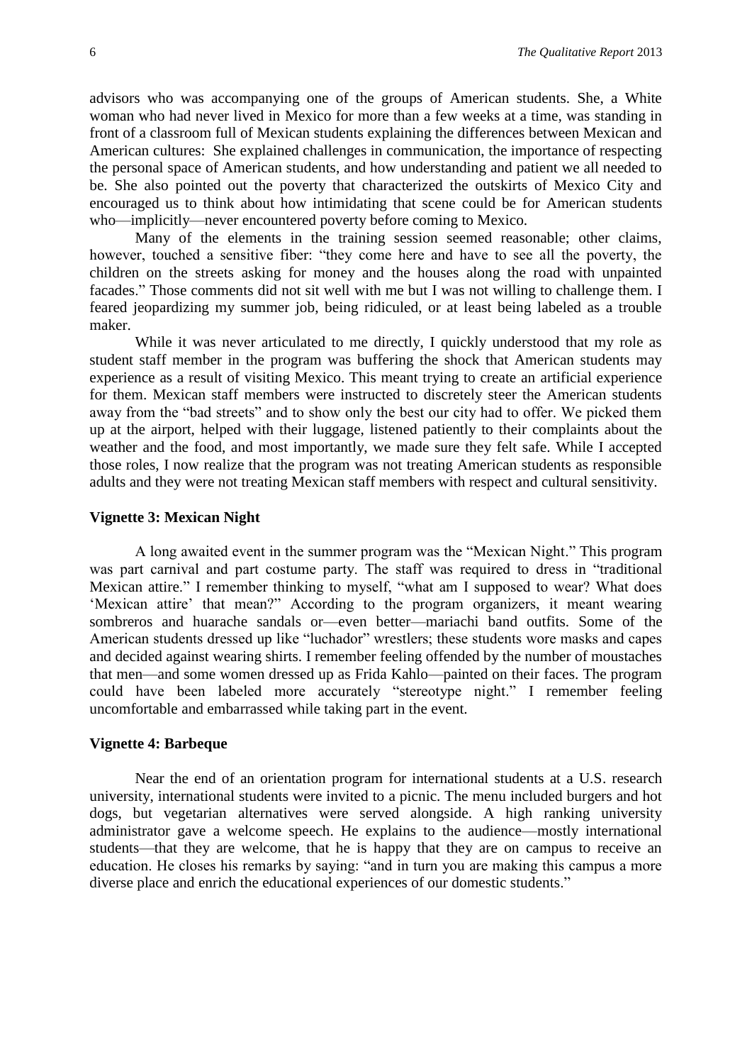advisors who was accompanying one of the groups of American students. She, a White woman who had never lived in Mexico for more than a few weeks at a time, was standing in front of a classroom full of Mexican students explaining the differences between Mexican and American cultures: She explained challenges in communication, the importance of respecting the personal space of American students, and how understanding and patient we all needed to be. She also pointed out the poverty that characterized the outskirts of Mexico City and encouraged us to think about how intimidating that scene could be for American students who—implicitly—never encountered poverty before coming to Mexico.

Many of the elements in the training session seemed reasonable; other claims, however, touched a sensitive fiber: "they come here and have to see all the poverty, the children on the streets asking for money and the houses along the road with unpainted facades." Those comments did not sit well with me but I was not willing to challenge them. I feared jeopardizing my summer job, being ridiculed, or at least being labeled as a trouble maker.

While it was never articulated to me directly, I quickly understood that my role as student staff member in the program was buffering the shock that American students may experience as a result of visiting Mexico. This meant trying to create an artificial experience for them. Mexican staff members were instructed to discretely steer the American students away from the "bad streets" and to show only the best our city had to offer. We picked them up at the airport, helped with their luggage, listened patiently to their complaints about the weather and the food, and most importantly, we made sure they felt safe. While I accepted those roles, I now realize that the program was not treating American students as responsible adults and they were not treating Mexican staff members with respect and cultural sensitivity.

### Vignette 3: Mexican Night

A long awaited event in the summer program was the "Mexican Night." This program was part carnival and part costume party. The staff was required to dress in "traditional Mexican attire." I remember thinking to myself, "what am I supposed to wear? What does 'Mexican attire' that mean?" According to the program organizers, it meant wearing sombreros and huarache sandals or—even better—mariachi band outfits. Some of the American students dressed up like "luchador" wrestlers; these students wore masks and capes and decided against wearing shirts. I remember feeling offended by the number of moustaches that men—and some women dressed up as Frida Kahlo—painted on their faces. The program could have been labeled more accurately "stereotype night." I remember feeling uncomfortable and embarrassed while taking part in the event.

### Vignette 4: Barbeque

Near the end of an orientation program for international students at a U.S. research university, international students were invited to a picnic. The menu included burgers and hot dogs, but vegetarian alternatives were served alongside. A high ranking university administrator gave a welcome speech. He explains to the audience—mostly international students—that they are welcome, that he is happy that they are on campus to receive an education. He closes his remarks by saying: "and in turn you are making this campus a more diverse place and enrich the educational experiences of our domestic students."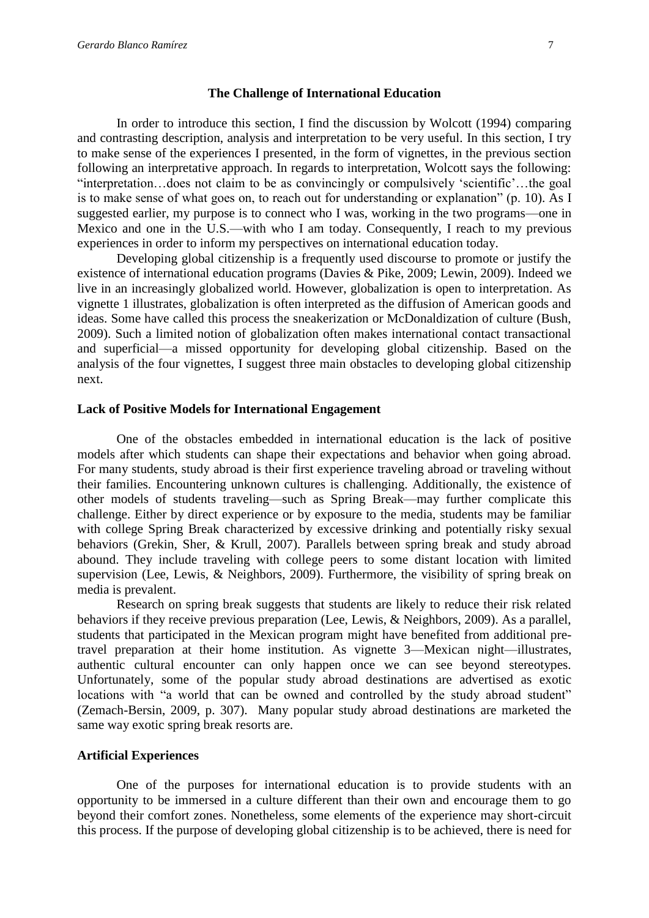## The Challenge of International Education

In order to introduce this section, I find the discussion by Wolcott (1994) comparing and contrasting description, analysis and interpretation to be very useful. In this section, I try to make sense of the experiences I presented, in the form of vignettes, in the previous section following an interpretative approach. In regards to interpretation, Wolcott says the following: "interpretation…does not claim to be as convincingly or compulsively 'scientific'…the goal is to make sense of what goes on, to reach out for understanding or explanation" (p. 10). As I suggested earlier, my purpose is to connect who I was, working in the two programs—one in Mexico and one in the U.S.—with who I am today. Consequently, I reach to my previous experiences in order to inform my perspectives on international education today.

Developing global citizenship is a frequently used discourse to promote or justify the existence of international education programs (Davies & Pike, 2009; Lewin, 2009). Indeed we live in an increasingly globalized world. However, globalization is open to interpretation. As vignette 1 illustrates, globalization is often interpreted as the diffusion of American goods and ideas. Some have called this process the sneakerization or McDonaldization of culture (Bush, 2009). Such a limited notion of globalization often makes international contact transactional and superficial—a missed opportunity for developing global citizenship. Based on the analysis of the four vignettes, I suggest three main obstacles to developing global citizenship next.

### Lack of Positive Models for International Engagement

One of the obstacles embedded in international education is the lack of positive models after which students can shape their expectations and behavior when going abroad. For many students, study abroad is their first experience traveling abroad or traveling without their families. Encountering unknown cultures is challenging. Additionally, the existence of other models of students traveling—such as Spring Break—may further complicate this challenge. Either by direct experience or by exposure to the media, students may be familiar with college Spring Break characterized by excessive drinking and potentially risky sexual behaviors (Grekin, Sher, & Krull, 2007). Parallels between spring break and study abroad abound. They include traveling with college peers to some distant location with limited supervision (Lee, Lewis, & Neighbors, 2009). Furthermore, the visibility of spring break on media is prevalent.

Research on spring break suggests that students are likely to reduce their risk related behaviors if they receive previous preparation (Lee, Lewis, & Neighbors, 2009). As a parallel, students that participated in the Mexican program might have benefited from additional pre-travel preparation at their home institution. As vignette 3—Mexican night—illustrates, authentic cultural encounter can only happen once we can see beyond stereotypes. Unfortunately, some of the popular study abroad destinations are advertised as exotic locations with "a world that can be owned and controlled by the study abroad student" (Zemach-Bersin, 2009, p. 307). Many popular study abroad destinations are marketed the same way exotic spring break resorts are.

### Artificial Experiences

One of the purposes for international education is to provide students with an opportunity to be immersed in a culture different than their own and encourage them to go beyond their comfort zones. Nonetheless, some elements of the experience may short-circuit this process. If the purpose of developing global citizenship is to be achieved, there is need for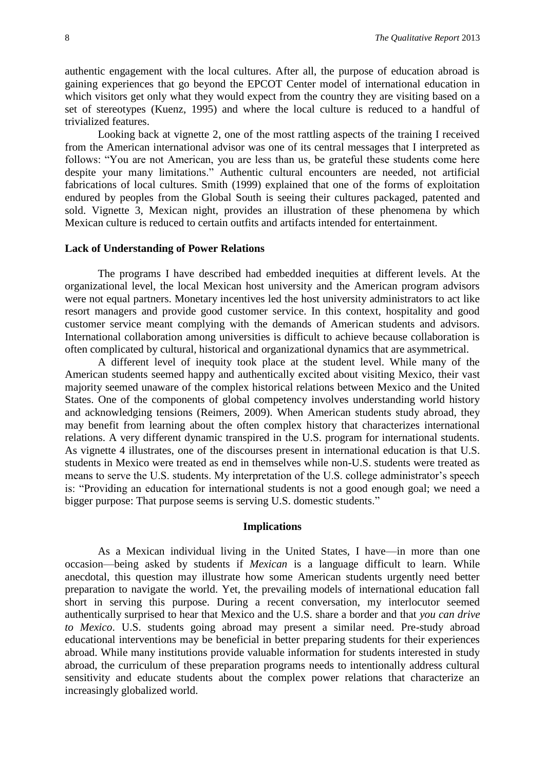authentic engagement with the local cultures. After all, the purpose of education abroad is gaining experiences that go beyond the EPCOT Center model of international education in which visitors get only what they would expect from the country they are visiting based on a set of stereotypes (Kuenz, 1995) and where the local culture is reduced to a handful of trivialized features.

Looking back at vignette 2, one of the most rattling aspects of the training I received from the American international advisor was one of its central messages that I interpreted as follows: "You are not American, you are less than us, be grateful these students come here despite your many limitations." Authentic cultural encounters are needed, not artificial fabrications of local cultures. Smith (1999) explained that one of the forms of exploitation endured by peoples from the Global South is seeing their cultures packaged, patented and sold. Vignette 3, Mexican night, provides an illustration of these phenomena by which Mexican culture is reduced to certain outfits and artifacts intended for entertainment.

### Lack of Understanding of Power Relations

The programs I have described had embedded inequities at different levels. At the organizational level, the local Mexican host university and the American program advisors were not equal partners. Monetary incentives led the host university administrators to act like resort managers and provide good customer service. In this context, hospitality and good customer service meant complying with the demands of American students and advisors. International collaboration among universities is difficult to achieve because collaboration is often complicated by cultural, historical and organizational dynamics that are asymmetrical.

A different level of inequity took place at the student level. While many of the American students seemed happy and authentically excited about visiting Mexico, their vast majority seemed unaware of the complex historical relations between Mexico and the United States. One of the components of global competency involves understanding world history and acknowledging tensions (Reimers, 2009). When American students study abroad, they may benefit from learning about the often complex history that characterizes international relations. A very different dynamic transpired in the U.S. program for international students. As vignette 4 illustrates, one of the discourses present in international education is that U.S. students in Mexico were treated as end in themselves while non-U.S. students were treated as means to serve the U.S. students. My interpretation of the U.S. college administrator's speech is: "Providing an education for international students is not a good enough goal; we need a bigger purpose: That purpose seems is serving U.S. domestic students."

## Implications

As a Mexican individual living in the United States, I have—in more than one occasion—being asked by students if *Mexican* is a language difficult to learn. While anecdotal, this question may illustrate how some American students urgently need better preparation to navigate the world. Yet, the prevailing models of international education fall short in serving this purpose. During a recent conversation, my interlocutor seemed authentically surprised to hear that Mexico and the U.S. share a border and that *you can drive to Mexico*. U.S. students going abroad may present a similar need. Pre-study abroad educational interventions may be beneficial in better preparing students for their experiences abroad. While many institutions provide valuable information for students interested in study abroad, the curriculum of these preparation programs needs to intentionally address cultural sensitivity and educate students about the complex power relations that characterize an increasingly globalized world.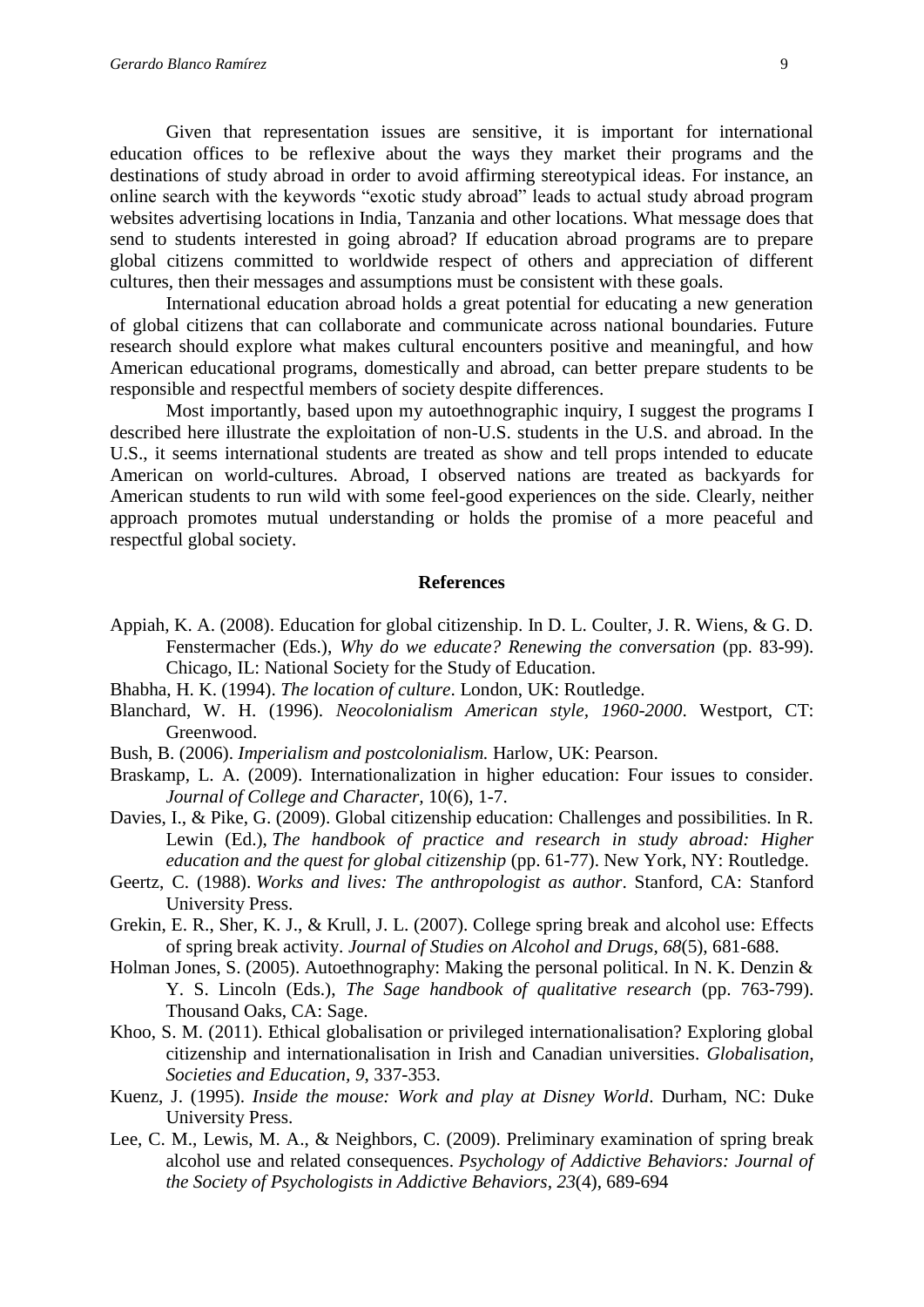Given that representation issues are sensitive, it is important for international education offices to be reflexive about the ways they market their programs and the destinations of study abroad in order to avoid affirming stereotypical ideas. For instance, an online search with the keywords "exotic study abroad" leads to actual study abroad program websites advertising locations in India, Tanzania and other locations. What message does that send to students interested in going abroad? If education abroad programs are to prepare global citizens committed to worldwide respect of others and appreciation of different cultures, then their messages and assumptions must be consistent with these goals.

International education abroad holds a great potential for educating a new generation of global citizens that can collaborate and communicate across national boundaries. Future research should explore what makes cultural encounters positive and meaningful, and how American educational programs, domestically and abroad, can better prepare students to be responsible and respectful members of society despite differences.

Most importantly, based upon my autoethnographic inquiry, I suggest the programs I described here illustrate the exploitation of non-U.S. students in the U.S. and abroad. In the U.S., it seems international students are treated as show and tell props intended to educate American on world-cultures. Abroad, I observed nations are treated as backyards for American students to run wild with some feel-good experiences on the side. Clearly, neither approach promotes mutual understanding or holds the promise of a more peaceful and respectful global society.

## References

Appiah, K. A. (2008). Education for global citizenship. In D. L. Coulter, J. R. Wiens, & G. D. Fenstermacher (Eds.), *Why do we educate? Renewing the conversation* (pp. 83-99). Chicago, IL: National Society for the Study of Education.

Bhabha, H. K. (1994). *The location of culture*. London, UK: Routledge.

Blanchard, W. H. (1996). *Neocolonialism American style, 1960-2000*. Westport, CT: Greenwood.

Bush, B. (2006). *Imperialism and postcolonialism.* Harlow, UK: Pearson.

Braskamp, L. A. (2009). Internationalization in higher education: Four issues to consider. *Journal of College and Character,* 10(6), 1-7.

Davies, I., & Pike, G. (2009). Global citizenship education: Challenges and possibilities. In R. Lewin (Ed.), *The handbook of practice and research in study abroad: Higher education and the quest for global citizenship* (pp. 61-77). New York, NY: Routledge.

Geertz, C. (1988). *Works and lives: The anthropologist as author*. Stanford, CA: Stanford University Press.

Grekin, E. R., Sher, K. J., & Krull, J. L. (2007). College spring break and alcohol use: Effects of spring break activity. *Journal of Studies on Alcohol and Drugs*, *68*(5), 681-688.

Holman Jones, S. (2005). Autoethnography: Making the personal political. In N. K. Denzin & Y. S. Lincoln (Eds.), *The Sage handbook of qualitative research* (pp. 763-799). Thousand Oaks, CA: Sage.

Khoo, S. M. (2011). Ethical globalisation or privileged internationalisation? Exploring global citizenship and internationalisation in Irish and Canadian universities. *Globalisation, Societies and Education, 9*, 337-353.

Kuenz, J. (1995). *Inside the mouse: Work and play at Disney World*. Durham, NC: Duke University Press.

Lee, C. M., Lewis, M. A., & Neighbors, C. (2009). Preliminary examination of spring break alcohol use and related consequences. *Psychology of Addictive Behaviors: Journal of the Society of Psychologists in Addictive Behaviors, 23*(4), 689-694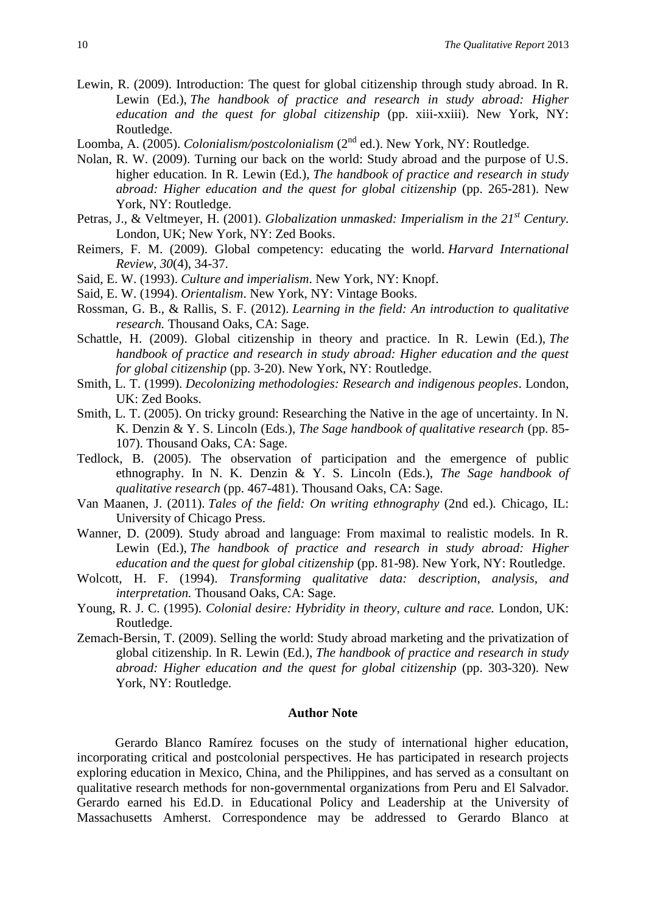Lewin, R. (2009). Introduction: The quest for global citizenship through study abroad. In R. Lewin (Ed.), *The handbook of practice and research in study abroad: Higher education and the quest for global citizenship* (pp. xiii-xxiii). New York, NY: Routledge.

Loomba, A. (2005). *Colonialism/postcolonialism* (2nd ed.). New York, NY: Routledge.

Nolan, R. W. (2009). Turning our back on the world: Study abroad and the purpose of U.S. higher education. In R. Lewin (Ed.), *The handbook of practice and research in study abroad: Higher education and the quest for global citizenship* (pp. 265-281). New York, NY: Routledge.

Petras, J., & Veltmeyer, H. (2001). *Globalization unmasked: Imperialism in the 21st Century.* London, UK; New York, NY: Zed Books.

Reimers, F. M. (2009). Global competency: educating the world. *Harvard International Review*, *30*(4), 34-37.

Said, E. W. (1993). *Culture and imperialism*. New York, NY: Knopf.

Said, E. W. (1994). *Orientalism*. New York, NY: Vintage Books.

Rossman, G. B., & Rallis, S. F. (2012). *Learning in the field: An introduction to qualitative research.* Thousand Oaks, CA: Sage.

Schattle, H. (2009). Global citizenship in theory and practice. In R. Lewin (Ed.), *The handbook of practice and research in study abroad: Higher education and the quest for global citizenship* (pp. 3-20). New York, NY: Routledge.

Smith, L. T. (1999). *Decolonizing methodologies: Research and indigenous peoples*. London, UK: Zed Books.

Smith, L. T. (2005). On tricky ground: Researching the Native in the age of uncertainty. In N. K. Denzin & Y. S. Lincoln (Eds.), *The Sage handbook of qualitative research* (pp. 85-107). Thousand Oaks, CA: Sage.

Tedlock, B. (2005). The observation of participation and the emergence of public ethnography. In N. K. Denzin & Y. S. Lincoln (Eds.), *The Sage handbook of qualitative research* (pp. 467-481). Thousand Oaks, CA: Sage.

Van Maanen, J. (2011). *Tales of the field: On writing ethnography* (2nd ed.). Chicago, IL: University of Chicago Press.

Wanner, D. (2009). Study abroad and language: From maximal to realistic models. In R. Lewin (Ed.), *The handbook of practice and research in study abroad: Higher education and the quest for global citizenship* (pp. 81-98). New York, NY: Routledge.

Wolcott, H. F. (1994). *Transforming qualitative data: description, analysis, and interpretation.* Thousand Oaks, CA: Sage.

Young, R. J. C. (1995). *Colonial desire: Hybridity in theory, culture and race.* London, UK: Routledge.

Zemach-Bersin, T. (2009). Selling the world: Study abroad marketing and the privatization of global citizenship. In R. Lewin (Ed.), *The handbook of practice and research in study abroad: Higher education and the quest for global citizenship* (pp. 303-320). New York, NY: Routledge.

## Author Note

Gerardo Blanco Ramírez focuses on the study of international higher education, incorporating critical and postcolonial perspectives. He has participated in research projects exploring education in Mexico, China, and the Philippines, and has served as a consultant on qualitative research methods for non-governmental organizations from Peru and El Salvador. Gerardo earned his Ed.D. in Educational Policy and Leadership at the University of Massachusetts Amherst. Correspondence may be addressed to Gerardo Blanco at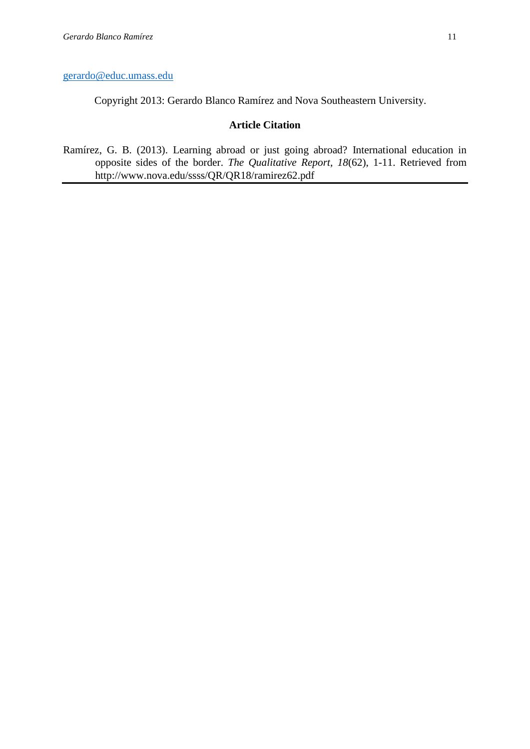gerardo@educ.umass.edu

Copyright 2013: Gerardo Blanco Ramírez and Nova Southeastern University.

**Article Citation**

Ramírez, G. B. (2013). Learning abroad or just going abroad? International education in opposite sides of the border. *The Qualitative Report*, *18*(62), 1-11. Retrieved from http://www.nova.edu/ssss/QR/QR18/ramirez62.pdf